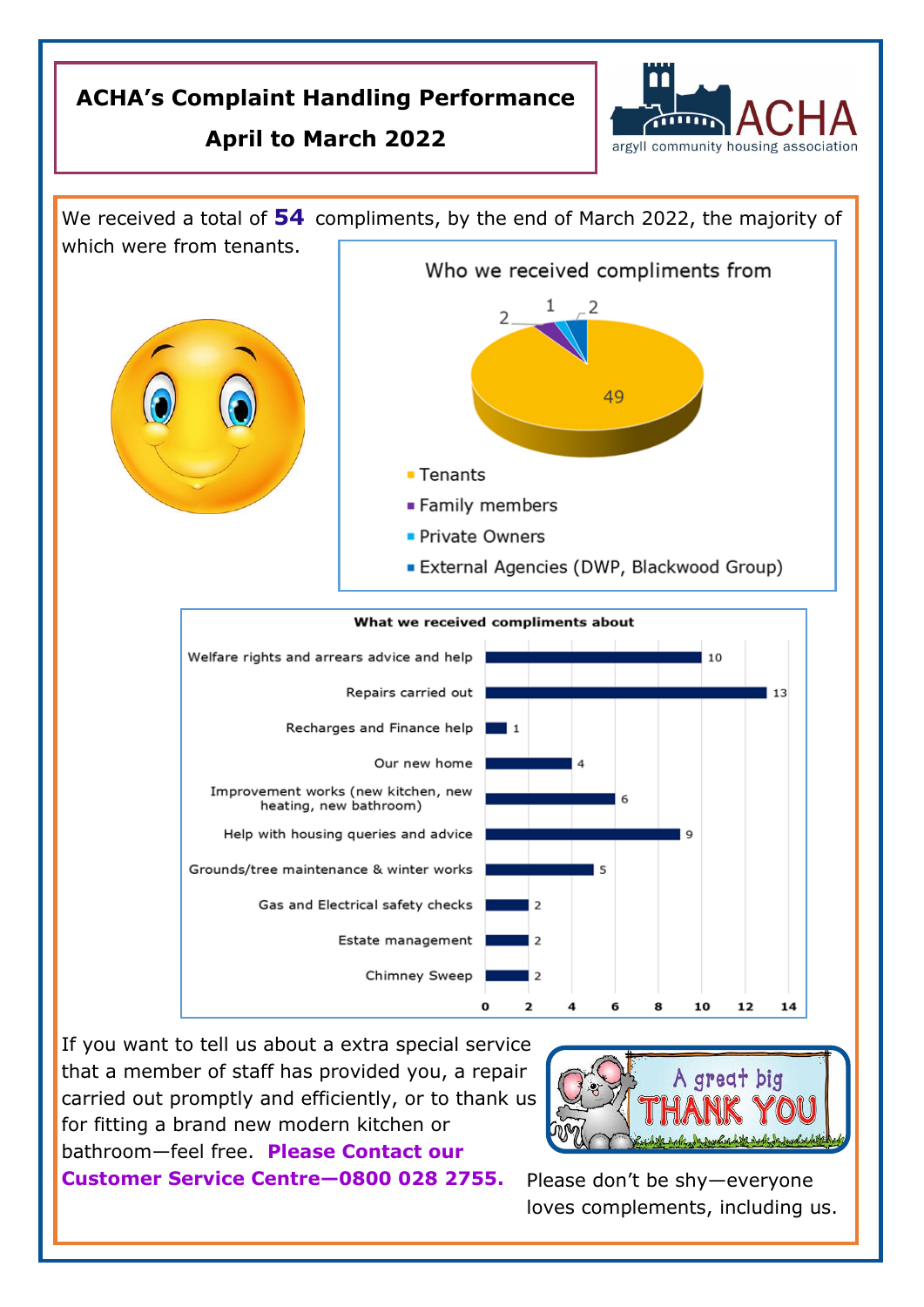# ACHA's Complaint Handling Performance

## April to March 2022

ACHA
argyll community housing association

We received a total of **54** compliments, by the end of March 2022, the majority of which were from tenants.

**Who we received compliments from**

| Source | Number |
|---|---|
| Tenants | 49 |
| Family members | 2 |
| Private Owners | 1 |
| External Agencies (DWP, Blackwood Group) | 2 |

**What we received compliments about**

| Category | Number |
|---|---|
| Welfare rights and arrears advice and help | 10 |
| Repairs carried out | 13 |
| Recharges and Finance help | 1 |
| Our new home | 4 |
| Improvement works (new kitchen, new heating, new bathroom) | 6 |
| Help with housing queries and advice | 9 |
| Grounds/tree maintenance & winter works | 5 |
| Gas and Electrical safety checks | 2 |
| Estate management | 2 |
| Chimney Sweep | 2 |

If you want to tell us about a extra special service that a member of staff has provided you, a repair carried out promptly and efficiently, or to thank us for fitting a brand new modern kitchen or bathroom—feel free. **Please Contact our Customer Service Centre—0800 028 2755.**

A great big THANK YOU

Please don't be shy—everyone loves complements, including us.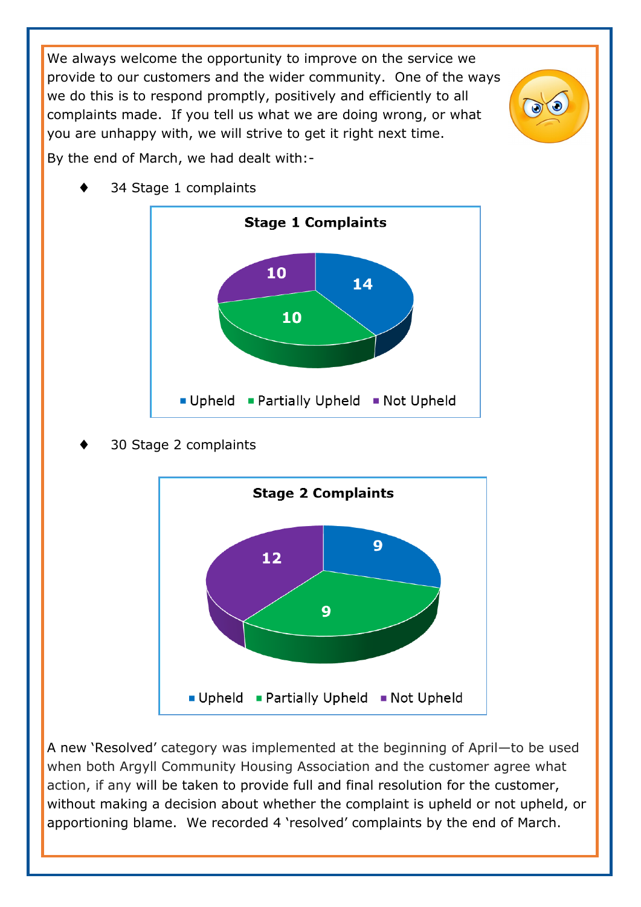We always welcome the opportunity to improve on the service we provide to our customers and the wider community. One of the ways we do this is to respond promptly, positively and efficiently to all complaints made. If you tell us what we are doing wrong, or what you are unhappy with, we will strive to get it right next time.

By the end of March, we had dealt with:-

- 34 Stage 1 complaints

**Stage 1 Complaints**

| Category | Number |
|---|---|
| Upheld | 14 |
| Partially Upheld | 10 |
| Not Upheld | 10 |

- 30 Stage 2 complaints

**Stage 2 Complaints**

| Category | Number |
|---|---|
| Upheld | 9 |
| Partially Upheld | 9 |
| Not Upheld | 12 |

A new 'Resolved' category was implemented at the beginning of April—to be used when both Argyll Community Housing Association and the customer agree what action, if any will be taken to provide full and final resolution for the customer, without making a decision about whether the complaint is upheld or not upheld, or apportioning blame. We recorded 4 'resolved' complaints by the end of March.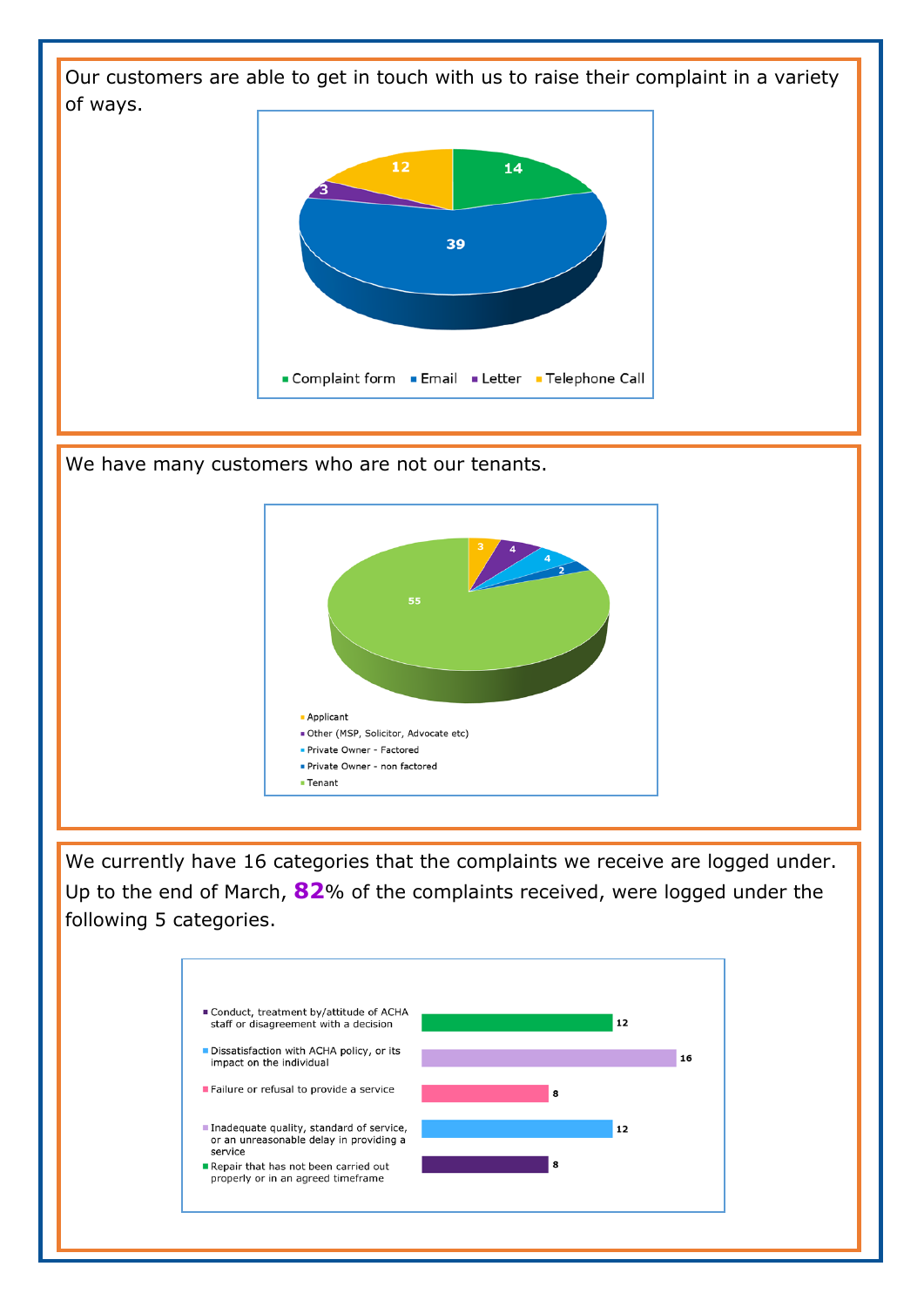Our customers are able to get in touch with us to raise their complaint in a variety of ways.

| Method | Number |
| --- | --- |
| Complaint form | 14 |
| Email | 39 |
| Letter | 3 |
| Telephone Call | 12 |

We have many customers who are not our tenants.

| Customer type | Number |
| --- | --- |
| Applicant | 3 |
| Other (MSP, Solicitor, Advocate etc) | 4 |
| Private Owner - Factored | 4 |
| Private Owner - non factored | 2 |
| Tenant | 55 |

We currently have 16 categories that the complaints we receive are logged under. Up to the end of March, **82**% of the complaints received, were logged under the following 5 categories.

| Category | Number |
| --- | --- |
| Conduct, treatment by/attitude of ACHA staff or disagreement with a decision | 12 |
| Dissatisfaction with ACHA policy, or its impact on the individual | 16 |
| Failure or refusal to provide a service | 8 |
| Inadequate quality, standard of service, or an unreasonable delay in providing a service | 12 |
| Repair that has not been carried out properly or in an agreed timeframe | 8 |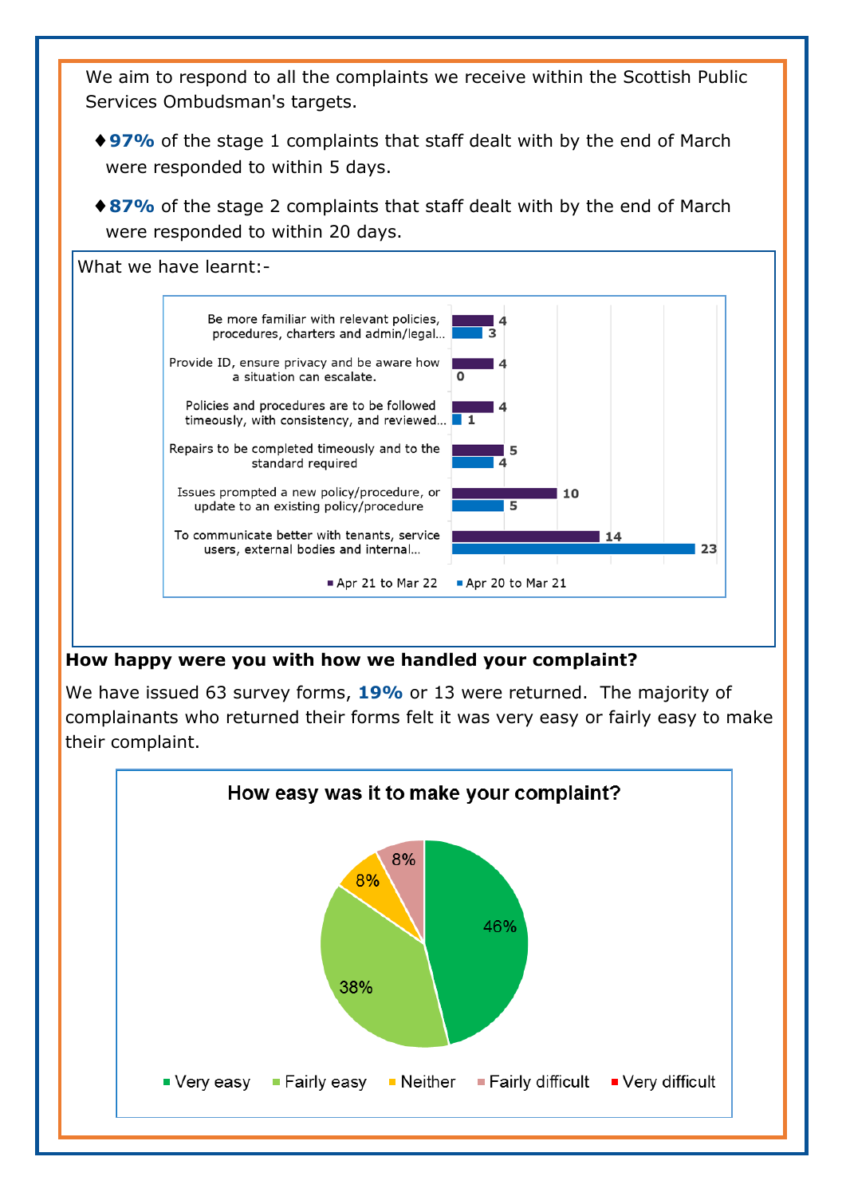We aim to respond to all the complaints we receive within the Scottish Public Services Ombudsman's targets.

- ♦ **97%** of the stage 1 complaints that staff dealt with by the end of March were responded to within 5 days.
- ♦ **87%** of the stage 2 complaints that staff dealt with by the end of March were responded to within 20 days.

What we have learnt:-

| | Apr 21 to Mar 22 | Apr 20 to Mar 21 |
|---|---|---|
| Be more familiar with relevant policies, procedures, charters and admin/legal... | 4 | 3 |
| Provide ID, ensure privacy and be aware how a situation can escalate. | 4 | 0 |
| Policies and procedures are to be followed timeously, with consistency, and reviewed... | 4 | 1 |
| Repairs to be completed timeously and to the standard required | 5 | 4 |
| Issues prompted a new policy/procedure, or update to an existing policy/procedure | 10 | 5 |
| To communicate better with tenants, service users, external bodies and internal... | 14 | 23 |

**How happy were you with how we handled your complaint?**

We have issued 63 survey forms, **19%** or 13 were returned. The majority of complainants who returned their forms felt it was very easy or fairly easy to make their complaint.

**How easy was it to make your complaint?**

| Response | Percentage |
|---|---|
| Very easy | 46% |
| Fairly easy | 38% |
| Neither | 8% |
| Fairly difficult | 8% |
| Very difficult | |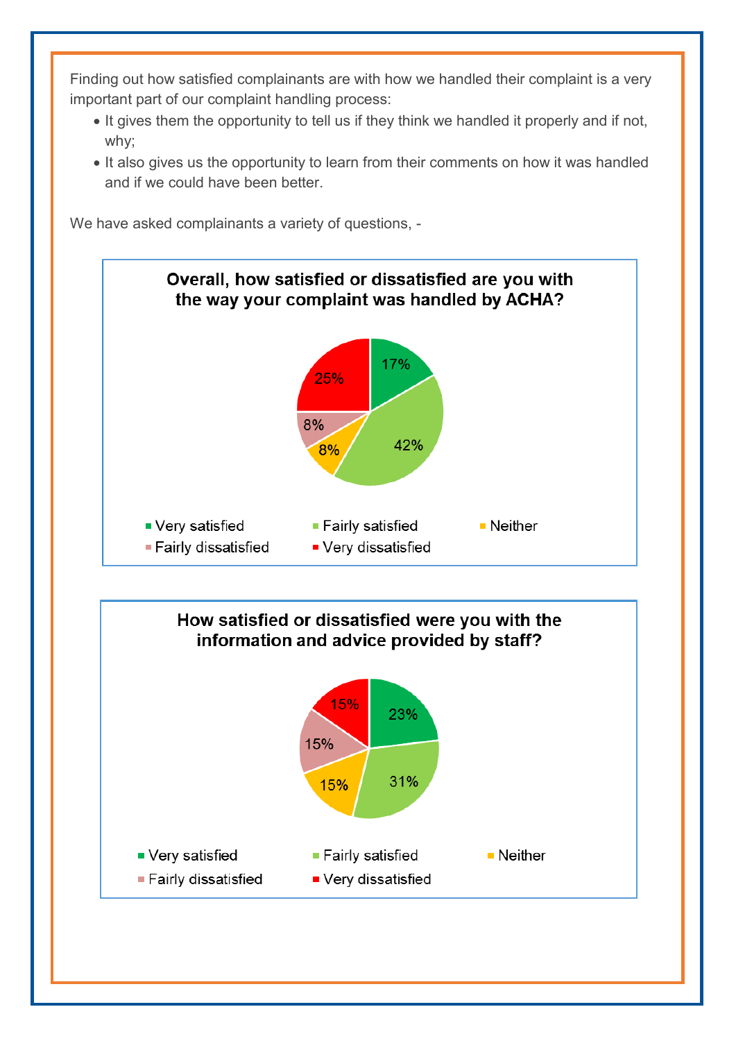Finding out how satisfied complainants are with how we handled their complaint is a very important part of our complaint handling process:

- It gives them the opportunity to tell us if they think we handled it properly and if not, why;
- It also gives us the opportunity to learn from their comments on how it was handled and if we could have been better.

We have asked complainants a variety of questions, -

**Overall, how satisfied or dissatisfied are you with the way your complaint was handled by ACHA?**

| Response | Percentage |
|---|---|
| Very satisfied | 17% |
| Fairly satisfied | 42% |
| Neither | 8% |
| Fairly dissatisfied | 8% |
| Very dissatisfied | 25% |

**How satisfied or dissatisfied were you with the information and advice provided by staff?**

| Response | Percentage |
|---|---|
| Very satisfied | 23% |
| Fairly satisfied | 31% |
| Neither | 15% |
| Fairly dissatisfied | 15% |
| Very dissatisfied | 15% |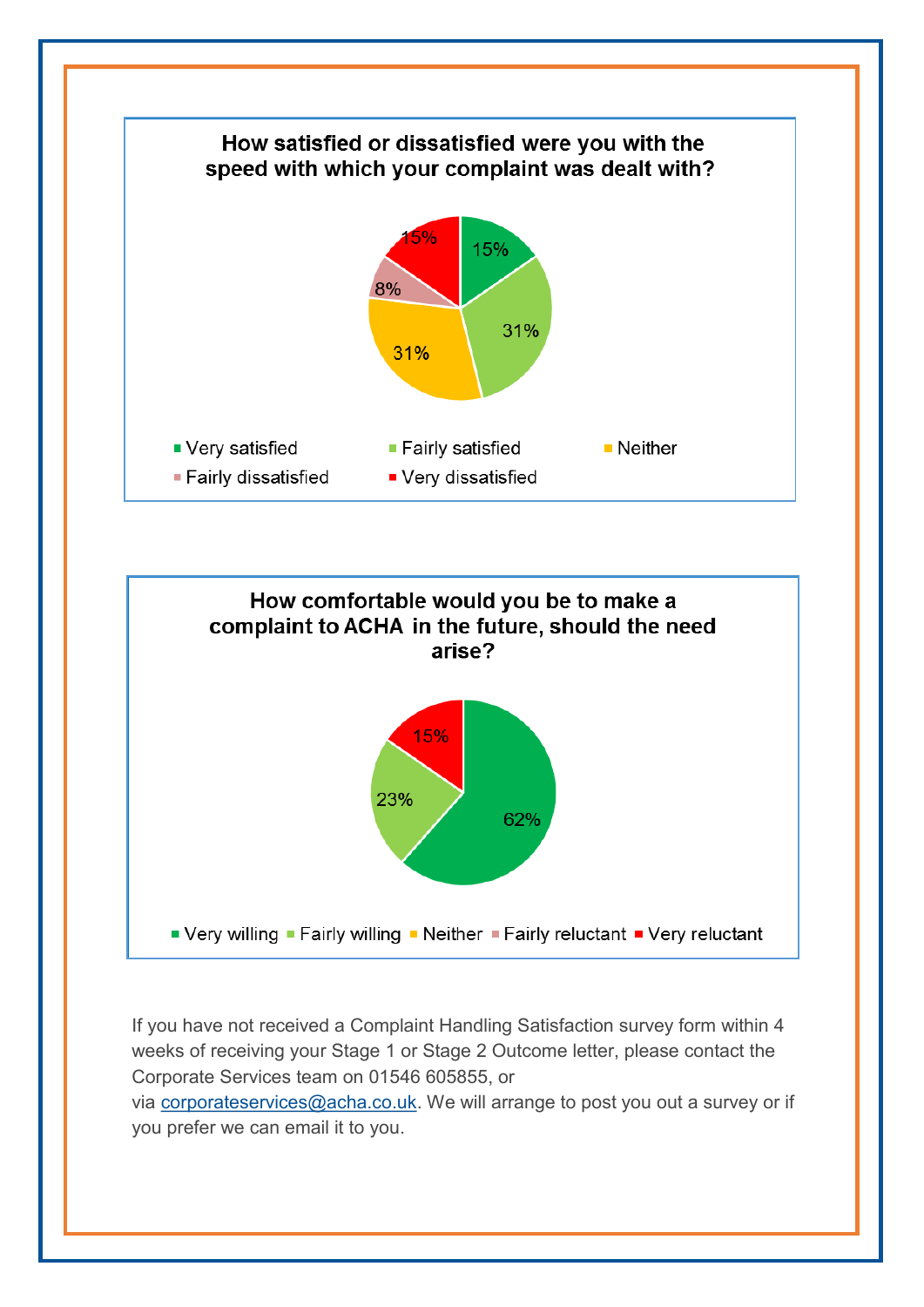**How satisfied or dissatisfied were you with the speed with which your complaint was dealt with?**

15%
31%
31%
8%
15%

Very satisfied
Fairly satisfied
Neither
Fairly dissatisfied
Very dissatisfied

**How comfortable would you be to make a complaint to ACHA in the future, should the need arise?**

62%
23%
15%

Very willing
Fairly willing
Neither
Fairly reluctant
Very reluctant

If you have not received a Complaint Handling Satisfaction survey form within 4 weeks of receiving your Stage 1 or Stage 2 Outcome letter, please contact the Corporate Services team on 01546 605855, or via corporateservices@acha.co.uk. We will arrange to post you out a survey or if you prefer we can email it to you.